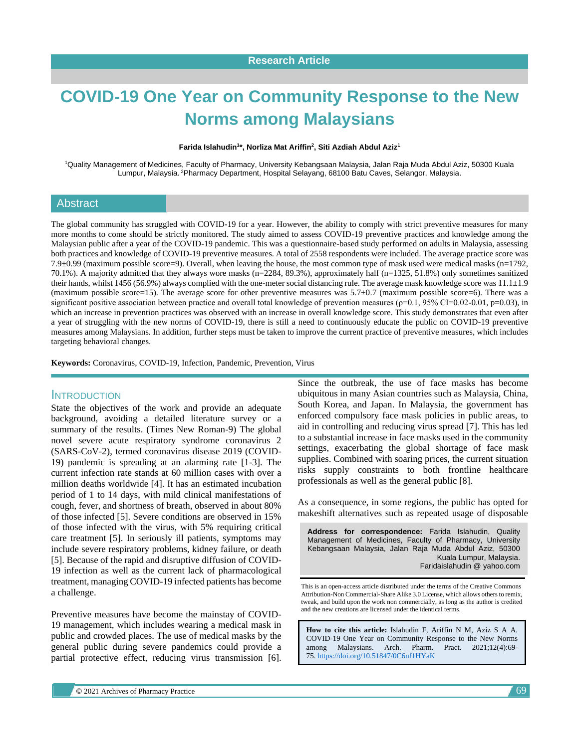Research Article

# COVID-19 One Year on Community Response to the New Norms among Malaysians

**Farida Islahudin[1]*, Norliza Mat Ariffin[2], Siti Azdiah Abdul Aziz[1]**

[1]Quality Management of Medicines, Faculty of Pharmacy, University Kebangsaan Malaysia, Jalan Raja Muda Abdul Aziz, 50300 Kuala Lumpur, Malaysia. [2]Pharmacy Department, Hospital Selayang, 68100 Batu Caves, Selangor, Malaysia.

## Abstract

The global community has struggled with COVID-19 for a year. However, the ability to comply with strict preventive measures for many more months to come should be strictly monitored. The study aimed to assess COVID-19 preventive practices and knowledge among the Malaysian public after a year of the COVID-19 pandemic. This was a questionnaire-based study performed on adults in Malaysia, assessing both practices and knowledge of COVID-19 preventive measures. A total of 2558 respondents were included. The average practice score was 7.9±0.99 (maximum possible score=9). Overall, when leaving the house, the most common type of mask used were medical masks (n=1792, 70.1%). A majority admitted that they always wore masks (n=2284, 89.3%), approximately half (n=1325, 51.8%) only sometimes sanitized their hands, whilst 1456 (56.9%) always complied with the one-meter social distancing rule. The average mask knowledge score was 11.1±1.9 (maximum possible score=15). The average score for other preventive measures was 5.7±0.7 (maximum possible score=6). There was a significant positive association between practice and overall total knowledge of prevention measures ($\rho$=0.1, 95% CI=0.02-0.01, p=0.03), in which an increase in prevention practices was observed with an increase in overall knowledge score. This study demonstrates that even after a year of struggling with the new norms of COVID-19, there is still a need to continuously educate the public on COVID-19 preventive measures among Malaysians. In addition, further steps must be taken to improve the current practice of preventive measures, which includes targeting behavioral changes.

**Keywords:** Coronavirus, COVID-19, Infection, Pandemic, Prevention, Virus

## Introduction

State the objectives of the work and provide an adequate background, avoiding a detailed literature survey or a summary of the results. (Times New Roman-9) The global novel severe acute respiratory syndrome coronavirus 2 (SARS-CoV-2), termed coronavirus disease 2019 (COVID-19) pandemic is spreading at an alarming rate [1-3]. The current infection rate stands at 60 million cases with over a million deaths worldwide [4]. It has an estimated incubation period of 1 to 14 days, with mild clinical manifestations of cough, fever, and shortness of breath, observed in about 80% of those infected [5]. Severe conditions are observed in 15% of those infected with the virus, with 5% requiring critical care treatment [5]. In seriously ill patients, symptoms may include severe respiratory problems, kidney failure, or death [5]. Because of the rapid and disruptive diffusion of COVID-19 infection as well as the current lack of pharmacological treatment, managing COVID-19 infected patients has become a challenge.

Preventive measures have become the mainstay of COVID-19 management, which includes wearing a medical mask in public and crowded places. The use of medical masks by the general public during severe pandemics could provide a partial protective effect, reducing virus transmission [6]. Since the outbreak, the use of face masks has become ubiquitous in many Asian countries such as Malaysia, China, South Korea, and Japan. In Malaysia, the government has enforced compulsory face mask policies in public areas, to aid in controlling and reducing virus spread [7]. This has led to a substantial increase in face masks used in the community settings, exacerbating the global shortage of face mask supplies. Combined with soaring prices, the current situation risks supply constraints to both frontline healthcare professionals as well as the general public [8].

As a consequence, in some regions, the public has opted for makeshift alternatives such as repeated usage of disposable

**Address for correspondence:** Farida Islahudin, Quality Management of Medicines, Faculty of Pharmacy, University Kebangsaan Malaysia, Jalan Raja Muda Abdul Aziz, 50300 Kuala Lumpur, Malaysia.
Faridaislahudin @ yahoo.com

This is an open-access article distributed under the terms of the Creative Commons Attribution-Non Commercial-Share Alike 3.0 License, which allows others to remix, tweak, and build upon the work non commercially, as long as the author is credited and the new creations are licensed under the identical terms.

**How to cite this article:** Islahudin F, Ariffin N M, Aziz S A A. COVID-19 One Year on Community Response to the New Norms among Malaysians. Arch. Pharm. Pract. 2021;12(4):69-75. https://doi.org/10.51847/0C6uf1HYaK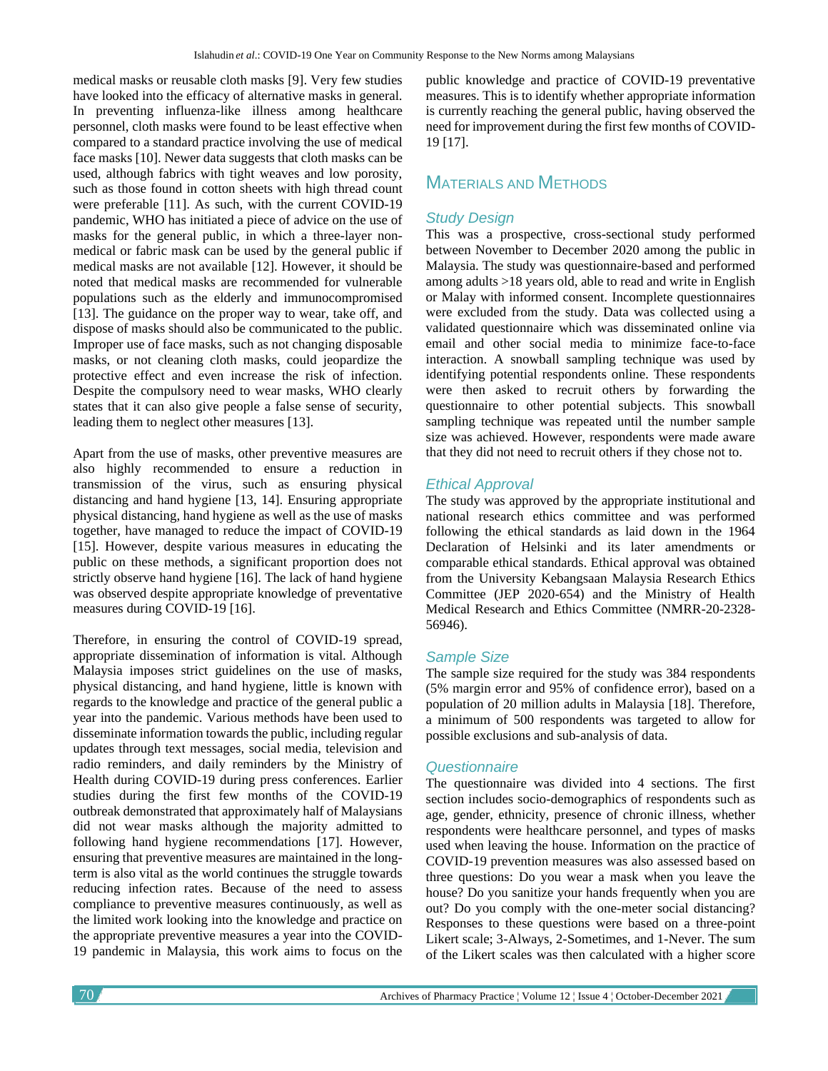medical masks or reusable cloth masks [9]. Very few studies have looked into the efficacy of alternative masks in general. In preventing influenza-like illness among healthcare personnel, cloth masks were found to be least effective when compared to a standard practice involving the use of medical face masks [10]. Newer data suggests that cloth masks can be used, although fabrics with tight weaves and low porosity, such as those found in cotton sheets with high thread count were preferable [11]. As such, with the current COVID-19 pandemic, WHO has initiated a piece of advice on the use of masks for the general public, in which a three-layer non-medical or fabric mask can be used by the general public if medical masks are not available [12]. However, it should be noted that medical masks are recommended for vulnerable populations such as the elderly and immunocompromised [13]. The guidance on the proper way to wear, take off, and dispose of masks should also be communicated to the public. Improper use of face masks, such as not changing disposable masks, or not cleaning cloth masks, could jeopardize the protective effect and even increase the risk of infection. Despite the compulsory need to wear masks, WHO clearly states that it can also give people a false sense of security, leading them to neglect other measures [13].

Apart from the use of masks, other preventive measures are also highly recommended to ensure a reduction in transmission of the virus, such as ensuring physical distancing and hand hygiene [13, 14]. Ensuring appropriate physical distancing, hand hygiene as well as the use of masks together, have managed to reduce the impact of COVID-19 [15]. However, despite various measures in educating the public on these methods, a significant proportion does not strictly observe hand hygiene [16]. The lack of hand hygiene was observed despite appropriate knowledge of preventative measures during COVID-19 [16].

Therefore, in ensuring the control of COVID-19 spread, appropriate dissemination of information is vital. Although Malaysia imposes strict guidelines on the use of masks, physical distancing, and hand hygiene, little is known with regards to the knowledge and practice of the general public a year into the pandemic. Various methods have been used to disseminate information towards the public, including regular updates through text messages, social media, television and radio reminders, and daily reminders by the Ministry of Health during COVID-19 during press conferences. Earlier studies during the first few months of the COVID-19 outbreak demonstrated that approximately half of Malaysians did not wear masks although the majority admitted to following hand hygiene recommendations [17]. However, ensuring that preventive measures are maintained in the long-term is also vital as the world continues the struggle towards reducing infection rates. Because of the need to assess compliance to preventive measures continuously, as well as the limited work looking into the knowledge and practice on the appropriate preventive measures a year into the COVID-19 pandemic in Malaysia, this work aims to focus on the public knowledge and practice of COVID-19 preventative measures. This is to identify whether appropriate information is currently reaching the general public, having observed the need for improvement during the first few months of COVID-19 [17].

## Materials and Methods

### Study Design

This was a prospective, cross-sectional study performed between November to December 2020 among the public in Malaysia. The study was questionnaire-based and performed among adults >18 years old, able to read and write in English or Malay with informed consent. Incomplete questionnaires were excluded from the study. Data was collected using a validated questionnaire which was disseminated online via email and other social media to minimize face-to-face interaction. A snowball sampling technique was used by identifying potential respondents online. These respondents were then asked to recruit others by forwarding the questionnaire to other potential subjects. This snowball sampling technique was repeated until the number sample size was achieved. However, respondents were made aware that they did not need to recruit others if they chose not to.

### Ethical Approval

The study was approved by the appropriate institutional and national research ethics committee and was performed following the ethical standards as laid down in the 1964 Declaration of Helsinki and its later amendments or comparable ethical standards. Ethical approval was obtained from the University Kebangsaan Malaysia Research Ethics Committee (JEP 2020-654) and the Ministry of Health Medical Research and Ethics Committee (NMRR-20-2328-56946).

### Sample Size

The sample size required for the study was 384 respondents (5% margin error and 95% of confidence error), based on a population of 20 million adults in Malaysia [18]. Therefore, a minimum of 500 respondents was targeted to allow for possible exclusions and sub-analysis of data.

### Questionnaire

The questionnaire was divided into 4 sections. The first section includes socio-demographics of respondents such as age, gender, ethnicity, presence of chronic illness, whether respondents were healthcare personnel, and types of masks used when leaving the house. Information on the practice of COVID-19 prevention measures was also assessed based on three questions: Do you wear a mask when you leave the house? Do you sanitize your hands frequently when you are out? Do you comply with the one-meter social distancing? Responses to these questions were based on a three-point Likert scale; 3-Always, 2-Sometimes, and 1-Never. The sum of the Likert scales was then calculated with a higher score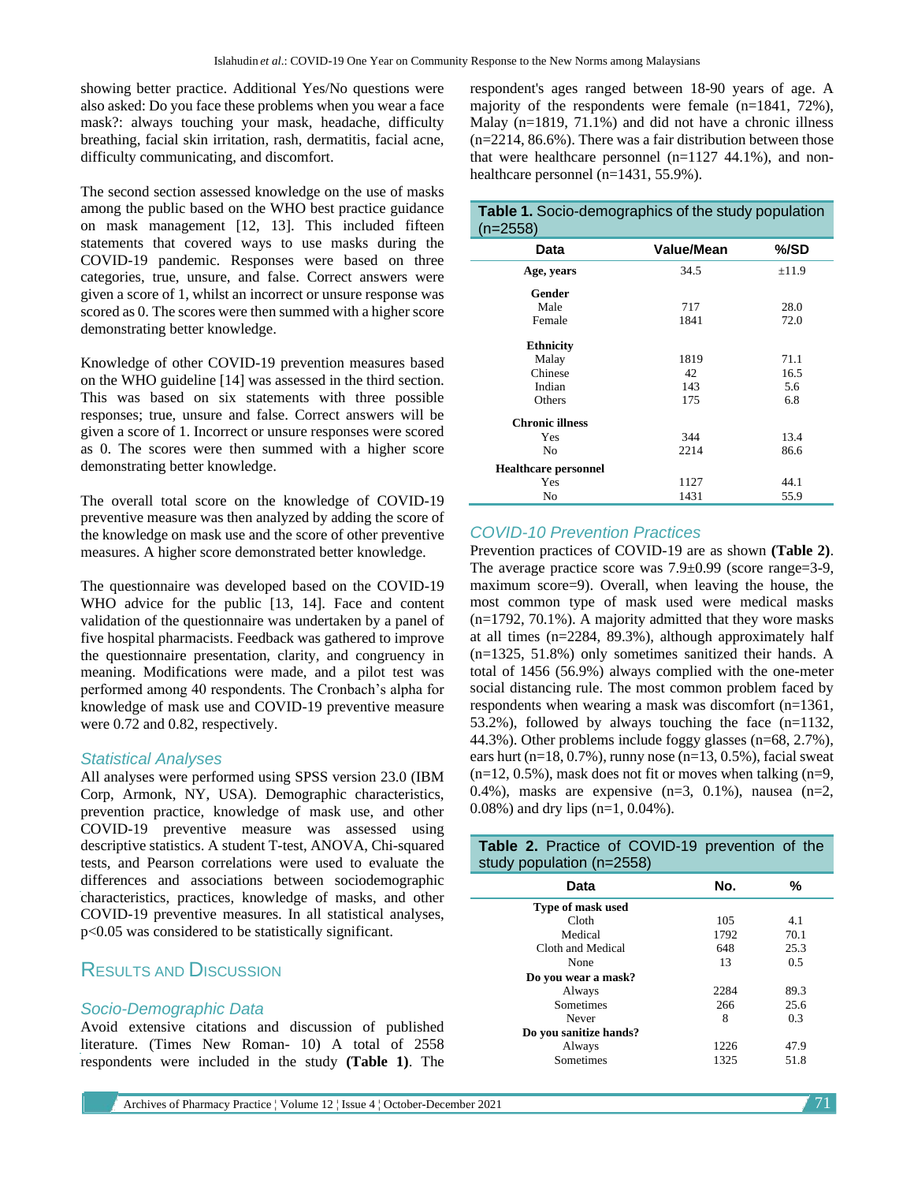showing better practice. Additional Yes/No questions were also asked: Do you face these problems when you wear a face mask?: always touching your mask, headache, difficulty breathing, facial skin irritation, rash, dermatitis, facial acne, difficulty communicating, and discomfort.

The second section assessed knowledge on the use of masks among the public based on the WHO best practice guidance on mask management [12, 13]. This included fifteen statements that covered ways to use masks during the COVID-19 pandemic. Responses were based on three categories, true, unsure, and false. Correct answers were given a score of 1, whilst an incorrect or unsure response was scored as 0. The scores were then summed with a higher score demonstrating better knowledge.

Knowledge of other COVID-19 prevention measures based on the WHO guideline [14] was assessed in the third section. This was based on six statements with three possible responses; true, unsure and false. Correct answers will be given a score of 1. Incorrect or unsure responses were scored as 0. The scores were then summed with a higher score demonstrating better knowledge.

The overall total score on the knowledge of COVID-19 preventive measure was then analyzed by adding the score of the knowledge on mask use and the score of other preventive measures. A higher score demonstrated better knowledge.

The questionnaire was developed based on the COVID-19 WHO advice for the public [13, 14]. Face and content validation of the questionnaire was undertaken by a panel of five hospital pharmacists. Feedback was gathered to improve the questionnaire presentation, clarity, and congruency in meaning. Modifications were made, and a pilot test was performed among 40 respondents. The Cronbach's alpha for knowledge of mask use and COVID-19 preventive measure were 0.72 and 0.82, respectively.

### Statistical Analyses

All analyses were performed using SPSS version 23.0 (IBM Corp, Armonk, NY, USA). Demographic characteristics, prevention practice, knowledge of mask use, and other COVID-19 preventive measure was assessed using descriptive statistics. A student T-test, ANOVA, Chi-squared tests, and Pearson correlations were used to evaluate the differences and associations between sociodemographic characteristics, practices, knowledge of masks, and other COVID-19 preventive measures. In all statistical analyses, $p<0.05$ was considered to be statistically significant.

## Results and Discussion

### Socio-Demographic Data

Avoid extensive citations and discussion of published literature. (Times New Roman- 10) A total of 2558 respondents were included in the study **(Table 1)**. The respondent's ages ranged between 18-90 years of age. A majority of the respondents were female (n=1841, 72%), Malay (n=1819, 71.1%) and did not have a chronic illness (n=2214, 86.6%). There was a fair distribution between those that were healthcare personnel (n=1127 44.1%), and non-healthcare personnel (n=1431, 55.9%).

**Table 1.** Socio-demographics of the study population (n=2558)

| Data | Value/Mean | %/SD |
|---|---|---|
| **Age, years** | 34.5 | ±11.9 |
| **Gender** | | |
| Male | 717 | 28.0 |
| Female | 1841 | 72.0 |
| **Ethnicity** | | |
| Malay | 1819 | 71.1 |
| Chinese | 42 | 16.5 |
| Indian | 143 | 5.6 |
| Others | 175 | 6.8 |
| **Chronic illness** | | |
| Yes | 344 | 13.4 |
| No | 2214 | 86.6 |
| **Healthcare personnel** | | |
| Yes | 1127 | 44.1 |
| No | 1431 | 55.9 |

### COVID-10 Prevention Practices

Prevention practices of COVID-19 are as shown **(Table 2)**. The average practice score was 7.9±0.99 (score range=3-9, maximum score=9). Overall, when leaving the house, the most common type of mask used were medical masks (n=1792, 70.1%). A majority admitted that they wore masks at all times (n=2284, 89.3%), although approximately half (n=1325, 51.8%) only sometimes sanitized their hands. A total of 1456 (56.9%) always complied with the one-meter social distancing rule. The most common problem faced by respondents when wearing a mask was discomfort (n=1361, 53.2%), followed by always touching the face (n=1132, 44.3%). Other problems include foggy glasses (n=68, 2.7%), ears hurt (n=18, 0.7%), runny nose (n=13, 0.5%), facial sweat (n=12, 0.5%), mask does not fit or moves when talking (n=9, 0.4%), masks are expensive (n=3, 0.1%), nausea (n=2, 0.08%) and dry lips (n=1, 0.04%).

**Table 2.** Practice of COVID-19 prevention of the study population (n=2558)

| Data | No. | % |
|---|---|---|
| **Type of mask used** | | |
| Cloth | 105 | 4.1 |
| Medical | 1792 | 70.1 |
| Cloth and Medical | 648 | 25.3 |
| None | 13 | 0.5 |
| **Do you wear a mask?** | | |
| Always | 2284 | 89.3 |
| Sometimes | 266 | 25.6 |
| Never | 8 | 0.3 |
| **Do you sanitize hands?** | | |
| Always | 1226 | 47.9 |
| Sometimes | 1325 | 51.8 |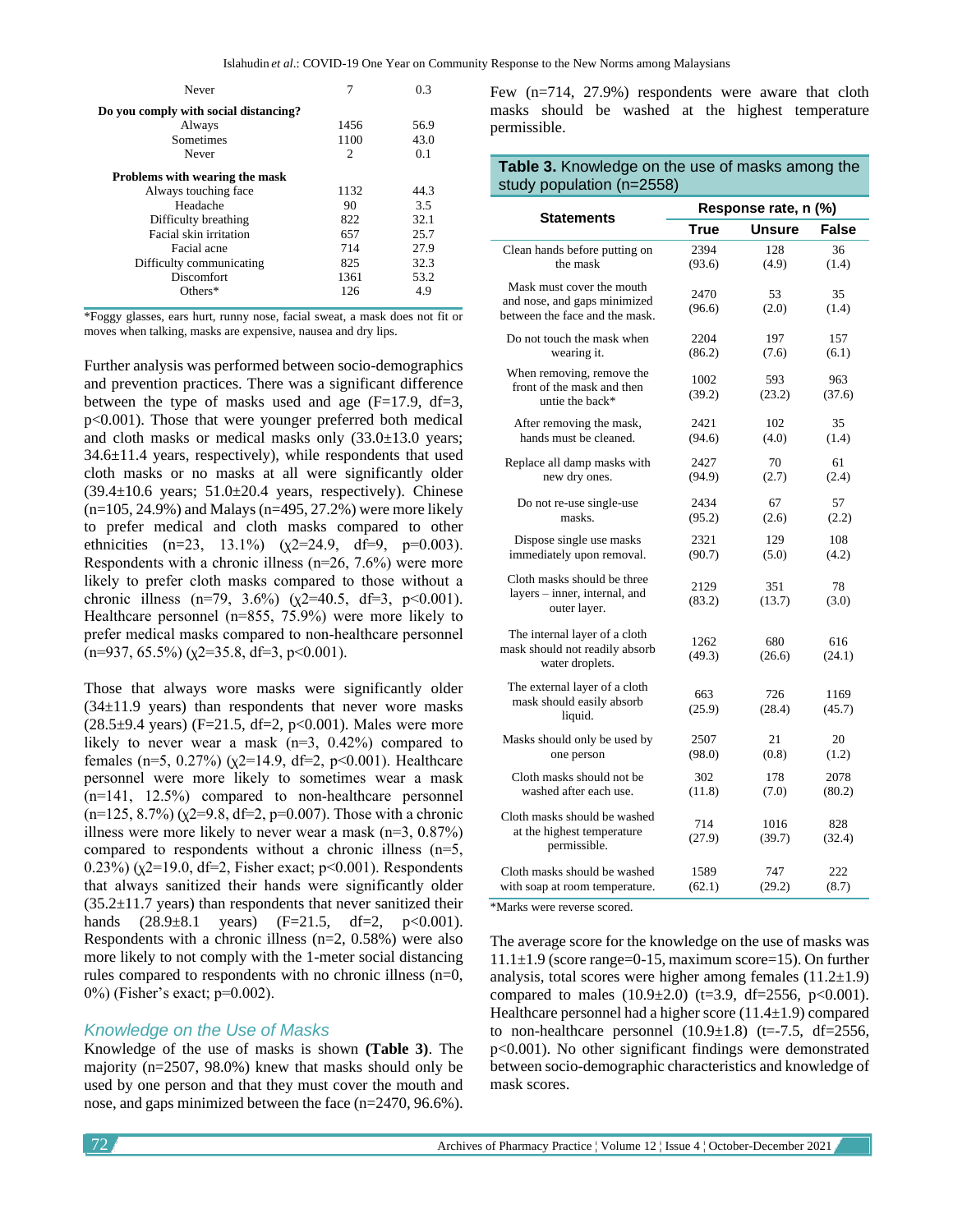| | | |
|---|---|---|
| Never | 7 | 0.3 |
| **Do you comply with social distancing?** | | |
| Always | 1456 | 56.9 |
| Sometimes | 1100 | 43.0 |
| Never | 2 | 0.1 |
| **Problems with wearing the mask** | | |
| Always touching face | 1132 | 44.3 |
| Headache | 90 | 3.5 |
| Difficulty breathing | 822 | 32.1 |
| Facial skin irritation | 657 | 25.7 |
| Facial acne | 714 | 27.9 |
| Difficulty communicating | 825 | 32.3 |
| Discomfort | 1361 | 53.2 |
| Others* | 126 | 4.9 |

*Foggy glasses, ears hurt, runny nose, facial sweat, a mask does not fit or moves when talking, masks are expensive, nausea and dry lips.

Further analysis was performed between socio-demographics and prevention practices. There was a significant difference between the type of masks used and age (F=17.9, df=3, p<0.001). Those that were younger preferred both medical and cloth masks or medical masks only (33.0±13.0 years; 34.6±11.4 years, respectively), while respondents that used cloth masks or no masks at all were significantly older (39.4±10.6 years; 51.0±20.4 years, respectively). Chinese (n=105, 24.9%) and Malays (n=495, 27.2%) were more likely to prefer medical and cloth masks compared to other ethnicities (n=23, 13.1%) ($\chi$2=24.9, df=9, p=0.003). Respondents with a chronic illness (n=26, 7.6%) were more likely to prefer cloth masks compared to those without a chronic illness (n=79, 3.6%) ($\chi$2=40.5, df=3, p<0.001). Healthcare personnel (n=855, 75.9%) were more likely to prefer medical masks compared to non-healthcare personnel (n=937, 65.5%) ($\chi$2=35.8, df=3, p<0.001).

Those that always wore masks were significantly older (34±11.9 years) than respondents that never wore masks (28.5±9.4 years) (F=21.5, df=2, p<0.001). Males were more likely to never wear a mask (n=3, 0.42%) compared to females (n=5, 0.27%) ($\chi$2=14.9, df=2, p<0.001). Healthcare personnel were more likely to sometimes wear a mask (n=141, 12.5%) compared to non-healthcare personnel (n=125, 8.7%) ($\chi$2=9.8, df=2, p=0.007). Those with a chronic illness were more likely to never wear a mask (n=3, 0.87%) compared to respondents without a chronic illness (n=5, 0.23%) ($\chi$2=19.0, df=2, Fisher exact; p<0.001). Respondents that always sanitized their hands were significantly older (35.2±11.7 years) than respondents that never sanitized their hands (28.9±8.1 years) (F=21.5, df=2, p<0.001). Respondents with a chronic illness (n=2, 0.58%) were also more likely to not comply with the 1-meter social distancing rules compared to respondents with no chronic illness (n=0, 0%) (Fisher's exact; p=0.002).

### *Knowledge on the Use of Masks*

Knowledge of the use of masks is shown **(Table 3)**. The majority (n=2507, 98.0%) knew that masks should only be used by one person and that they must cover the mouth and nose, and gaps minimized between the face (n=2470, 96.6%). Few (n=714, 27.9%) respondents were aware that cloth masks should be washed at the highest temperature permissible.

**Table 3.** Knowledge on the use of masks among the study population (n=2558)

| Statements | Response rate, n (%) | | |
|---|---|---|---|
| | True | Unsure | False |
| Clean hands before putting on the mask | 2394 (93.6) | 128 (4.9) | 36 (1.4) |
| Mask must cover the mouth and nose, and gaps minimized between the face and the mask. | 2470 (96.6) | 53 (2.0) | 35 (1.4) |
| Do not touch the mask when wearing it. | 2204 (86.2) | 197 (7.6) | 157 (6.1) |
| When removing, remove the front of the mask and then untie the back* | 1002 (39.2) | 593 (23.2) | 963 (37.6) |
| After removing the mask, hands must be cleaned. | 2421 (94.6) | 102 (4.0) | 35 (1.4) |
| Replace all damp masks with new dry ones. | 2427 (94.9) | 70 (2.7) | 61 (2.4) |
| Do not re-use single-use masks. | 2434 (95.2) | 67 (2.6) | 57 (2.2) |
| Dispose single use masks immediately upon removal. | 2321 (90.7) | 129 (5.0) | 108 (4.2) |
| Cloth masks should be three layers – inner, internal, and outer layer. | 2129 (83.2) | 351 (13.7) | 78 (3.0) |
| The internal layer of a cloth mask should not readily absorb water droplets. | 1262 (49.3) | 680 (26.6) | 616 (24.1) |
| The external layer of a cloth mask should easily absorb liquid. | 663 (25.9) | 726 (28.4) | 1169 (45.7) |
| Masks should only be used by one person | 2507 (98.0) | 21 (0.8) | 20 (1.2) |
| Cloth masks should not be washed after each use. | 302 (11.8) | 178 (7.0) | 2078 (80.2) |
| Cloth masks should be washed at the highest temperature permissible. | 714 (27.9) | 1016 (39.7) | 828 (32.4) |
| Cloth masks should be washed with soap at room temperature. | 1589 (62.1) | 747 (29.2) | 222 (8.7) |

*Marks were reverse scored.

The average score for the knowledge on the use of masks was 11.1±1.9 (score range=0-15, maximum score=15). On further analysis, total scores were higher among females (11.2±1.9) compared to males (10.9±2.0) (t=3.9, df=2556, p<0.001). Healthcare personnel had a higher score (11.4±1.9) compared to non-healthcare personnel (10.9±1.8) (t=-7.5, df=2556, p<0.001). No other significant findings were demonstrated between socio-demographic characteristics and knowledge of mask scores.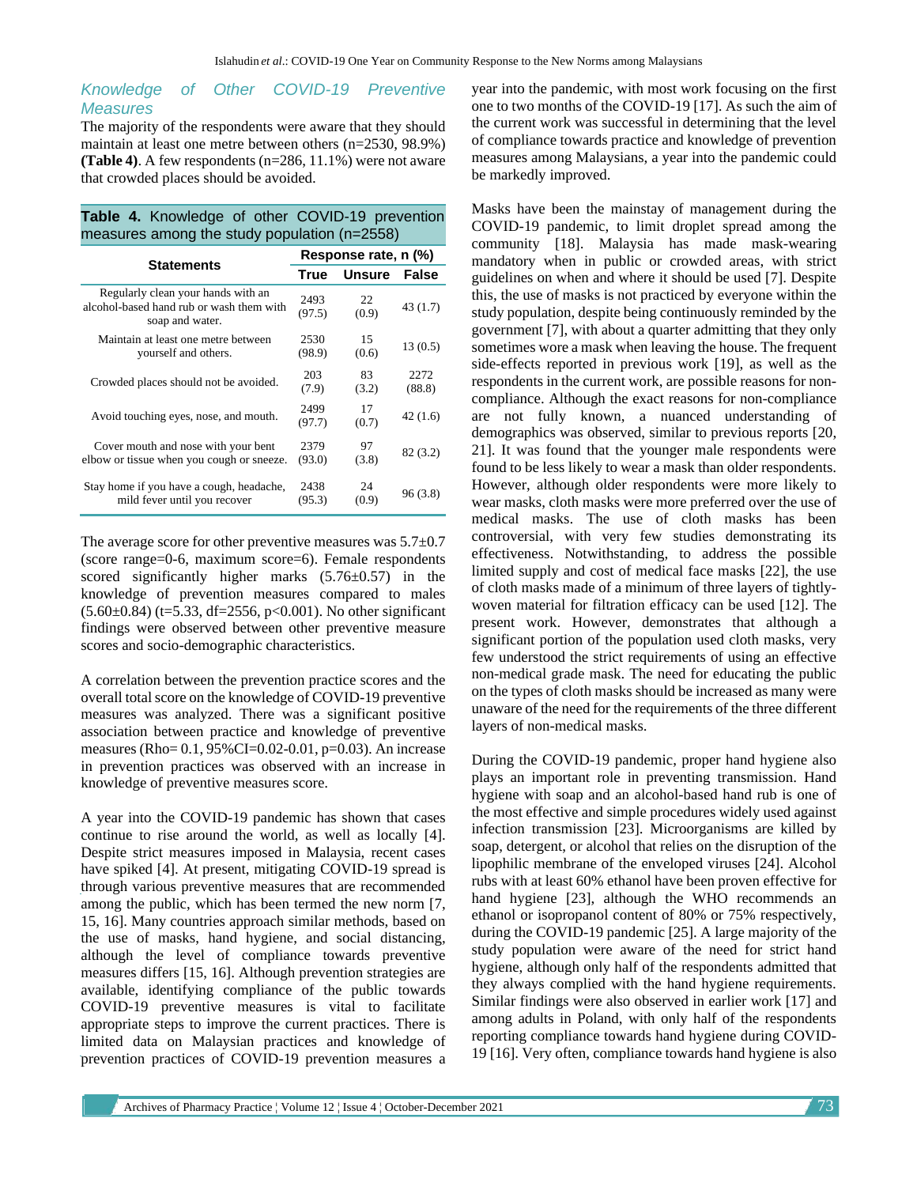### Knowledge of Other COVID-19 Preventive Measures

The majority of the respondents were aware that they should maintain at least one metre between others (n=2530, 98.9%) **(Table 4)**. A few respondents (n=286, 11.1%) were not aware that crowded places should be avoided.

**Table 4.** Knowledge of other COVID-19 prevention measures among the study population (n=2558)

| Statements | Response rate, n (%) | | |
|---|---|---|---|
| | True | Unsure | False |
| Regularly clean your hands with an alcohol-based hand rub or wash them with soap and water. | 2493 (97.5) | 22 (0.9) | 43 (1.7) |
| Maintain at least one metre between yourself and others. | 2530 (98.9) | 15 (0.6) | 13 (0.5) |
| Crowded places should not be avoided. | 203 (7.9) | 83 (3.2) | 2272 (88.8) |
| Avoid touching eyes, nose, and mouth. | 2499 (97.7) | 17 (0.7) | 42 (1.6) |
| Cover mouth and nose with your bent elbow or tissue when you cough or sneeze. | 2379 (93.0) | 97 (3.8) | 82 (3.2) |
| Stay home if you have a cough, headache, mild fever until you recover | 2438 (95.3) | 24 (0.9) | 96 (3.8) |

The average score for other preventive measures was 5.7±0.7 (score range=0-6, maximum score=6). Female respondents scored significantly higher marks (5.76±0.57) in the knowledge of prevention measures compared to males (5.60±0.84) (t=5.33, df=2556, $p<0.001$). No other significant findings were observed between other preventive measure scores and socio-demographic characteristics.

A correlation between the prevention practice scores and the overall total score on the knowledge of COVID-19 preventive measures was analyzed. There was a significant positive association between practice and knowledge of preventive measures (Rho= 0.1, 95%CI=0.02-0.01, p=0.03). An increase in prevention practices was observed with an increase in knowledge of preventive measures score.

A year into the COVID-19 pandemic has shown that cases continue to rise around the world, as well as locally [4]. Despite strict measures imposed in Malaysia, recent cases have spiked [4]. At present, mitigating COVID-19 spread is through various preventive measures that are recommended among the public, which has been termed the new norm [7, 15, 16]. Many countries approach similar methods, based on the use of masks, hand hygiene, and social distancing, although the level of compliance towards preventive measures differs [15, 16]. Although prevention strategies are available, identifying compliance of the public towards COVID-19 preventive measures is vital to facilitate appropriate steps to improve the current practices. There is limited data on Malaysian practices and knowledge of prevention practices of COVID-19 prevention measures a year into the pandemic, with most work focusing on the first one to two months of the COVID-19 [17]. As such the aim of the current work was successful in determining that the level of compliance towards practice and knowledge of prevention measures among Malaysians, a year into the pandemic could be markedly improved.

Masks have been the mainstay of management during the COVID-19 pandemic, to limit droplet spread among the community [18]. Malaysia has made mask-wearing mandatory when in public or crowded areas, with strict guidelines on when and where it should be used [7]. Despite this, the use of masks is not practiced by everyone within the study population, despite being continuously reminded by the government [7], with about a quarter admitting that they only sometimes wore a mask when leaving the house. The frequent side-effects reported in previous work [19], as well as the respondents in the current work, are possible reasons for non-compliance. Although the exact reasons for non-compliance are not fully known, a nuanced understanding of demographics was observed, similar to previous reports [20, 21]. It was found that the younger male respondents were found to be less likely to wear a mask than older respondents. However, although older respondents were more likely to wear masks, cloth masks were more preferred over the use of medical masks. The use of cloth masks has been controversial, with very few studies demonstrating its effectiveness. Notwithstanding, to address the possible limited supply and cost of medical face masks [22], the use of cloth masks made of a minimum of three layers of tightly-woven material for filtration efficacy can be used [12]. The present work. However, demonstrates that although a significant portion of the population used cloth masks, very few understood the strict requirements of using an effective non-medical grade mask. The need for educating the public on the types of cloth masks should be increased as many were unaware of the need for the requirements of the three different layers of non-medical masks.

During the COVID-19 pandemic, proper hand hygiene also plays an important role in preventing transmission. Hand hygiene with soap and an alcohol-based hand rub is one of the most effective and simple procedures widely used against infection transmission [23]. Microorganisms are killed by soap, detergent, or alcohol that relies on the disruption of the lipophilic membrane of the enveloped viruses [24]. Alcohol rubs with at least 60% ethanol have been proven effective for hand hygiene [23], although the WHO recommends an ethanol or isopropanol content of 80% or 75% respectively, during the COVID-19 pandemic [25]. A large majority of the study population were aware of the need for strict hand hygiene, although only half of the respondents admitted that they always complied with the hand hygiene requirements. Similar findings were also observed in earlier work [17] and among adults in Poland, with only half of the respondents reporting compliance towards hand hygiene during COVID-19 [16]. Very often, compliance towards hand hygiene is also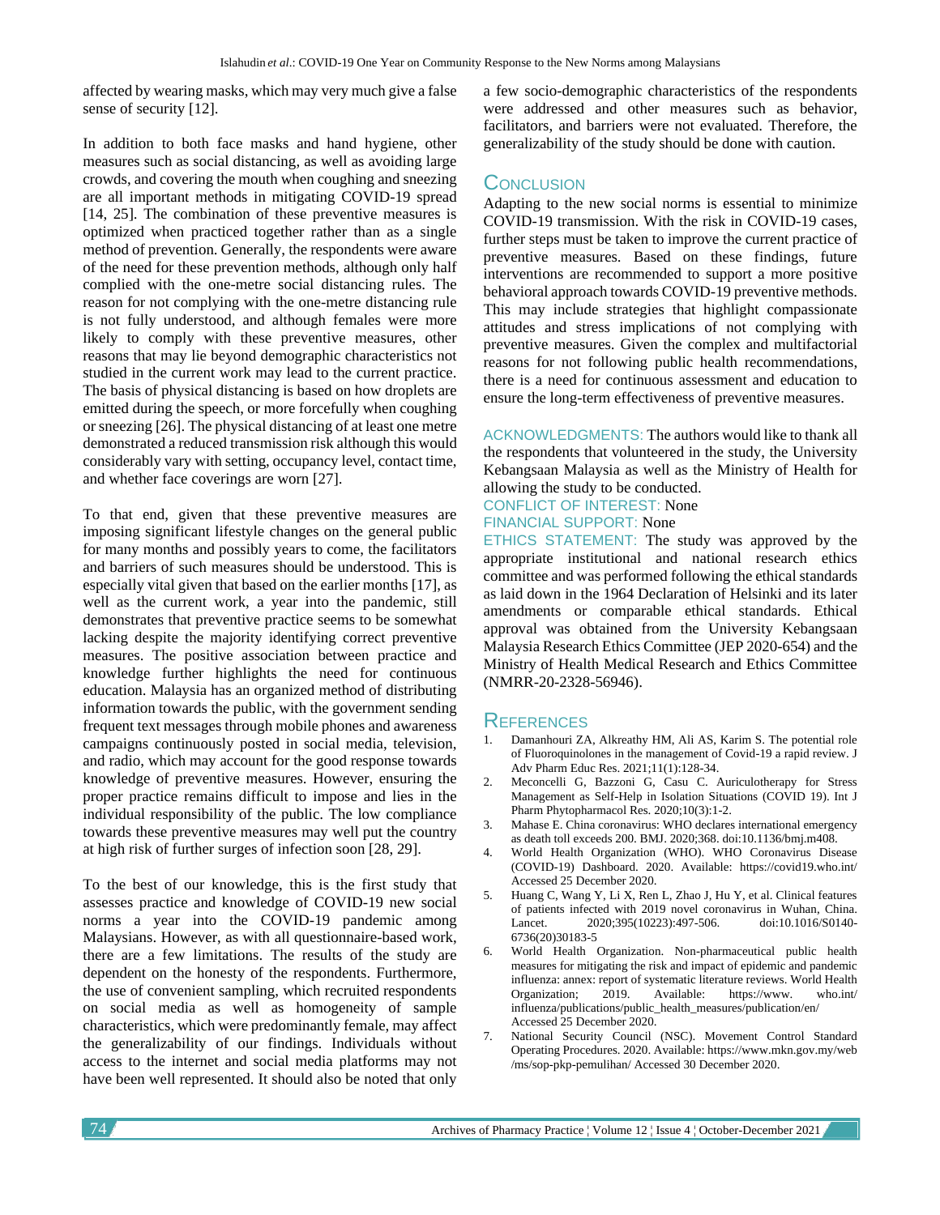affected by wearing masks, which may very much give a false sense of security [12].

In addition to both face masks and hand hygiene, other measures such as social distancing, as well as avoiding large crowds, and covering the mouth when coughing and sneezing are all important methods in mitigating COVID-19 spread [14, 25]. The combination of these preventive measures is optimized when practiced together rather than as a single method of prevention. Generally, the respondents were aware of the need for these prevention methods, although only half complied with the one-metre social distancing rules. The reason for not complying with the one-metre distancing rule is not fully understood, and although females were more likely to comply with these preventive measures, other reasons that may lie beyond demographic characteristics not studied in the current work may lead to the current practice. The basis of physical distancing is based on how droplets are emitted during the speech, or more forcefully when coughing or sneezing [26]. The physical distancing of at least one metre demonstrated a reduced transmission risk although this would considerably vary with setting, occupancy level, contact time, and whether face coverings are worn [27].

To that end, given that these preventive measures are imposing significant lifestyle changes on the general public for many months and possibly years to come, the facilitators and barriers of such measures should be understood. This is especially vital given that based on the earlier months [17], as well as the current work, a year into the pandemic, still demonstrates that preventive practice seems to be somewhat lacking despite the majority identifying correct preventive measures. The positive association between practice and knowledge further highlights the need for continuous education. Malaysia has an organized method of distributing information towards the public, with the government sending frequent text messages through mobile phones and awareness campaigns continuously posted in social media, television, and radio, which may account for the good response towards knowledge of preventive measures. However, ensuring the proper practice remains difficult to impose and lies in the individual responsibility of the public. The low compliance towards these preventive measures may well put the country at high risk of further surges of infection soon [28, 29].

To the best of our knowledge, this is the first study that assesses practice and knowledge of COVID-19 new social norms a year into the COVID-19 pandemic among Malaysians. However, as with all questionnaire-based work, there are a few limitations. The results of the study are dependent on the honesty of the respondents. Furthermore, the use of convenient sampling, which recruited respondents on social media as well as homogeneity of sample characteristics, which were predominantly female, may affect the generalizability of our findings. Individuals without access to the internet and social media platforms may not have been well represented. It should also be noted that only a few socio-demographic characteristics of the respondents were addressed and other measures such as behavior, facilitators, and barriers were not evaluated. Therefore, the generalizability of the study should be done with caution.

## Conclusion

Adapting to the new social norms is essential to minimize COVID-19 transmission. With the risk in COVID-19 cases, further steps must be taken to improve the current practice of preventive measures. Based on these findings, future interventions are recommended to support a more positive behavioral approach towards COVID-19 preventive methods. This may include strategies that highlight compassionate attitudes and stress implications of not complying with preventive measures. Given the complex and multifactorial reasons for not following public health recommendations, there is a need for continuous assessment and education to ensure the long-term effectiveness of preventive measures.

**ACKNOWLEDGMENTS:** The authors would like to thank all the respondents that volunteered in the study, the University Kebangsaan Malaysia as well as the Ministry of Health for allowing the study to be conducted.

**CONFLICT OF INTEREST:** None

**FINANCIAL SUPPORT:** None

**ETHICS STATEMENT:** The study was approved by the appropriate institutional and national research ethics committee and was performed following the ethical standards as laid down in the 1964 Declaration of Helsinki and its later amendments or comparable ethical standards. Ethical approval was obtained from the University Kebangsaan Malaysia Research Ethics Committee (JEP 2020-654) and the Ministry of Health Medical Research and Ethics Committee (NMRR-20-2328-56946).

## References

1. Damanhouri ZA, Alkreathy HM, Ali AS, Karim S. The potential role of Fluoroquinolones in the management of Covid-19 a rapid review. J Adv Pharm Educ Res. 2021;11(1):128-34.
2. Meconcelli G, Bazzoni G, Casu C. Auriculotherapy for Stress Management as Self-Help in Isolation Situations (COVID 19). Int J Pharm Phytopharmacol Res. 2020;10(3):1-2.
3. Mahase E. China coronavirus: WHO declares international emergency as death toll exceeds 200. BMJ. 2020;368. doi:10.1136/bmj.m408.
4. World Health Organization (WHO). WHO Coronavirus Disease (COVID-19) Dashboard. 2020. Available: https://covid19.who.int/ Accessed 25 December 2020.
5. Huang C, Wang Y, Li X, Ren L, Zhao J, Hu Y, et al. Clinical features of patients infected with 2019 novel coronavirus in Wuhan, China. Lancet. 2020;395(10223):497-506. doi:10.1016/S0140-6736(20)30183-5
6. World Health Organization. Non-pharmaceutical public health measures for mitigating the risk and impact of epidemic and pandemic influenza: annex: report of systematic literature reviews. World Health Organization; 2019. Available: https://www. who.int/ influenza/publications/public_health_measures/publication/en/ Accessed 25 December 2020.
7. National Security Council (NSC). Movement Control Standard Operating Procedures. 2020. Available: https://www.mkn.gov.my/web /ms/sop-pkp-pemulihan/ Accessed 30 December 2020.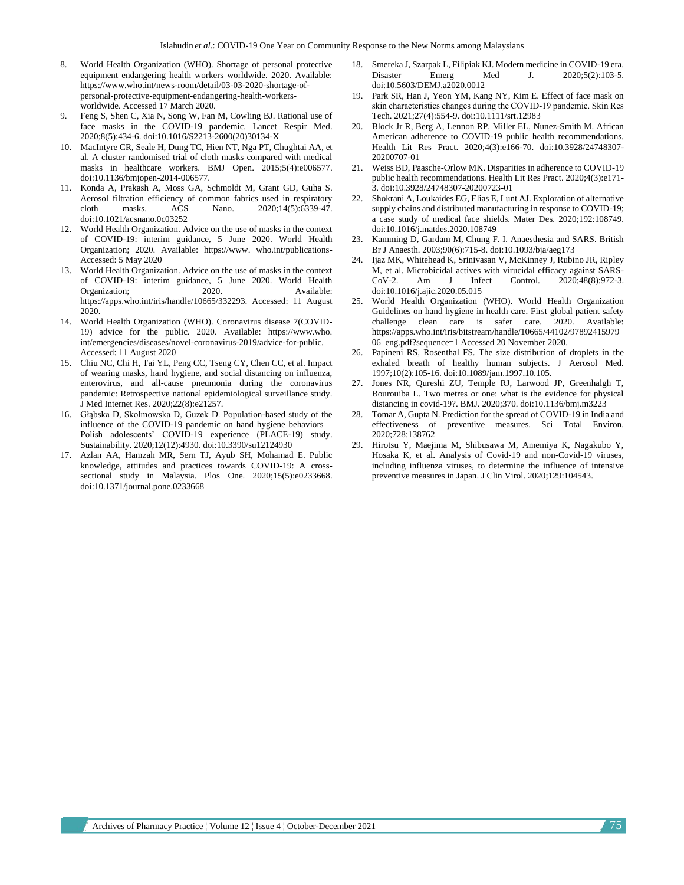8. World Health Organization (WHO). Shortage of personal protective equipment endangering health workers worldwide. 2020. Available: https://www.who.int/news-room/detail/03-03-2020-shortage-of-personal-protective-equipment-endangering-health-workers-worldwide. Accessed 17 March 2020.
9. Feng S, Shen C, Xia N, Song W, Fan M, Cowling BJ. Rational use of face masks in the COVID-19 pandemic. Lancet Respir Med. 2020;8(5):434-6. doi:10.1016/S2213-2600(20)30134-X
10. MacIntyre CR, Seale H, Dung TC, Hien NT, Nga PT, Chughtai AA, et al. A cluster randomised trial of cloth masks compared with medical masks in healthcare workers. BMJ Open. 2015;5(4):e006577. doi:10.1136/bmjopen-2014-006577.
11. Konda A, Prakash A, Moss GA, Schmoldt M, Grant GD, Guha S. Aerosol filtration efficiency of common fabrics used in respiratory cloth masks. ACS Nano. 2020;14(5):6339-47. doi:10.1021/acsnano.0c03252
12. World Health Organization. Advice on the use of masks in the context of COVID-19: interim guidance, 5 June 2020. World Health Organization; 2020. Available: https://www. who.int/publications-Accessed: 5 May 2020
13. World Health Organization. Advice on the use of masks in the context of COVID-19: interim guidance, 5 June 2020. World Health Organization; 2020. Available: https://apps.who.int/iris/handle/10665/332293. Accessed: 11 August 2020.
14. World Health Organization (WHO). Coronavirus disease 7(COVID-19) advice for the public. 2020. Available: https://www.who. int/emergencies/diseases/novel-coronavirus-2019/advice-for-public. Accessed: 11 August 2020
15. Chiu NC, Chi H, Tai YL, Peng CC, Tseng CY, Chen CC, et al. Impact of wearing masks, hand hygiene, and social distancing on influenza, enterovirus, and all-cause pneumonia during the coronavirus pandemic: Retrospective national epidemiological surveillance study. J Med Internet Res. 2020;22(8):e21257.
16. Głąbska D, Skolmowska D, Guzek D. Population-based study of the influence of the COVID-19 pandemic on hand hygiene behaviors—Polish adolescents' COVID-19 experience (PLACE-19) study. Sustainability. 2020;12(12):4930. doi:10.3390/su12124930
17. Azlan AA, Hamzah MR, Sern TJ, Ayub SH, Mohamad E. Public knowledge, attitudes and practices towards COVID-19: A cross-sectional study in Malaysia. Plos One. 2020;15(5):e0233668. doi:10.1371/journal.pone.0233668
18. Smereka J, Szarpak L, Filipiak KJ. Modern medicine in COVID-19 era. Disaster Emerg Med J. 2020;5(2):103-5. doi:10.5603/DEMJ.a2020.0012
19. Park SR, Han J, Yeon YM, Kang NY, Kim E. Effect of face mask on skin characteristics changes during the COVID-19 pandemic. Skin Res Tech. 2021;27(4):554-9. doi:10.1111/srt.12983
20. Block Jr R, Berg A, Lennon RP, Miller EL, Nunez-Smith M. African American adherence to COVID-19 public health recommendations. Health Lit Res Pract. 2020;4(3):e166-70. doi:10.3928/24748307-20200707-01
21. Weiss BD, Paasche-Orlow MK. Disparities in adherence to COVID-19 public health recommendations. Health Lit Res Pract. 2020;4(3):e171-3. doi:10.3928/24748307-20200723-01
22. Shokrani A, Loukaides EG, Elias E, Lunt AJ. Exploration of alternative supply chains and distributed manufacturing in response to COVID-19; a case study of medical face shields. Mater Des. 2020;192:108749. doi:10.1016/j.matdes.2020.108749
23. Kamming D, Gardam M, Chung F. I. Anaesthesia and SARS. British Br J Anaesth. 2003;90(6):715-8. doi:10.1093/bja/aeg173
24. Ijaz MK, Whitehead K, Srinivasan V, McKinney J, Rubino JR, Ripley M, et al. Microbicidal actives with virucidal efficacy against SARS-CoV-2. Am J Infect Control. 2020;48(8):972-3. doi:10.1016/j.ajic.2020.05.015
25. World Health Organization (WHO). World Health Organization Guidelines on hand hygiene in health care. First global patient safety challenge clean care is safer care. 2020. Available: https://apps.who.int/iris/bitstream/handle/10665/44102/9789241597906_eng.pdf?sequence=1 Accessed 20 November 2020.
26. Papineni RS, Rosenthal FS. The size distribution of droplets in the exhaled breath of healthy human subjects. J Aerosol Med. 1997;10(2):105-16. doi:10.1089/jam.1997.10.105.
27. Jones NR, Qureshi ZU, Temple RJ, Larwood JP, Greenhalgh T, Bourouiba L. Two metres or one: what is the evidence for physical distancing in covid-19?. BMJ. 2020;370. doi:10.1136/bmj.m3223
28. Tomar A, Gupta N. Prediction for the spread of COVID-19 in India and effectiveness of preventive measures. Sci Total Environ. 2020;728:138762
29. Hirotsu Y, Maejima M, Shibusawa M, Amemiya K, Nagakubo Y, Hosaka K, et al. Analysis of Covid-19 and non-Covid-19 viruses, including influenza viruses, to determine the influence of intensive preventive measures in Japan. J Clin Virol. 2020;129:104543.